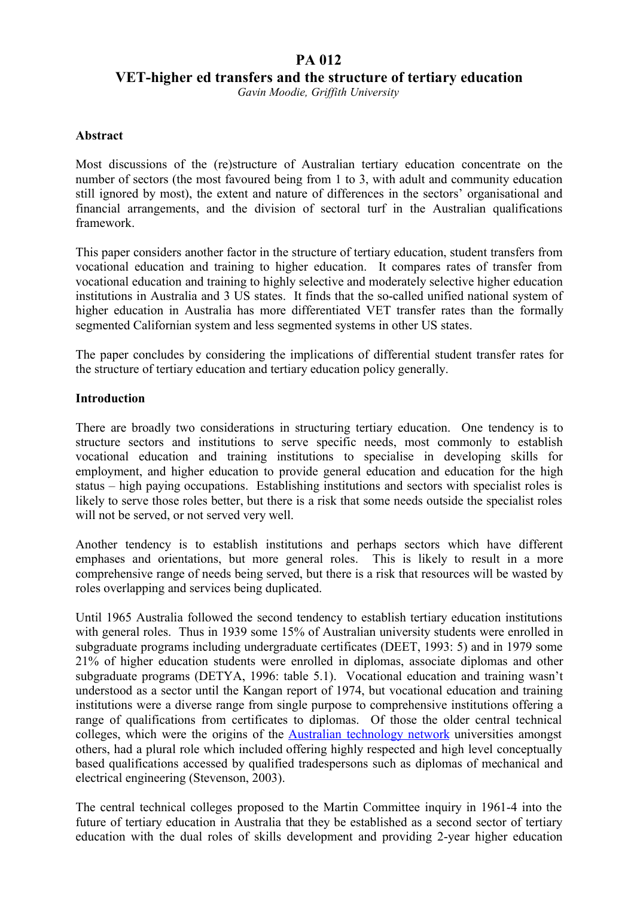# PA 012

# VET-higher ed transfers and the structure of tertiary education

*Gavin Moodie, Griffith University*

**Abstract**

Most discussions of the (re)structure of Australian tertiary education concentrate on the number of sectors (the most favoured being from 1 to 3, with adult and community education still ignored by most), the extent and nature of differences in the sectors' organisational and financial arrangements, and the division of sectoral turf in the Australian qualifications framework.

This paper considers another factor in the structure of tertiary education, student transfers from vocational education and training to higher education. It compares rates of transfer from vocational education and training to highly selective and moderately selective higher education institutions in Australia and 3 US states. It finds that the so-called unified national system of higher education in Australia has more differentiated VET transfer rates than the formally segmented Californian system and less segmented systems in other US states.

The paper concludes by considering the implications of differential student transfer rates for the structure of tertiary education and tertiary education policy generally.

**Introduction**

There are broadly two considerations in structuring tertiary education. One tendency is to structure sectors and institutions to serve specific needs, most commonly to establish vocational education and training institutions to specialise in developing skills for employment, and higher education to provide general education and education for the high status – high paying occupations. Establishing institutions and sectors with specialist roles is likely to serve those roles better, but there is a risk that some needs outside the specialist roles will not be served, or not served very well.

Another tendency is to establish institutions and perhaps sectors which have different emphases and orientations, but more general roles. This is likely to result in a more comprehensive range of needs being served, but there is a risk that resources will be wasted by roles overlapping and services being duplicated.

Until 1965 Australia followed the second tendency to establish tertiary education institutions with general roles. Thus in 1939 some 15% of Australian university students were enrolled in subgraduate programs including undergraduate certificates (DEET, 1993: 5) and in 1979 some 21% of higher education students were enrolled in diplomas, associate diplomas and other subgraduate programs (DETYA, 1996: table 5.1). Vocational education and training wasn't understood as a sector until the Kangan report of 1974, but vocational education and training institutions were a diverse range from single purpose to comprehensive institutions offering a range of qualifications from certificates to diplomas. Of those the older central technical colleges, which were the origins of the Australian technology network universities amongst others, had a plural role which included offering highly respected and high level conceptually based qualifications accessed by qualified tradespersons such as diplomas of mechanical and electrical engineering (Stevenson, 2003).

The central technical colleges proposed to the Martin Committee inquiry in 1961-4 into the future of tertiary education in Australia that they be established as a second sector of tertiary education with the dual roles of skills development and providing 2-year higher education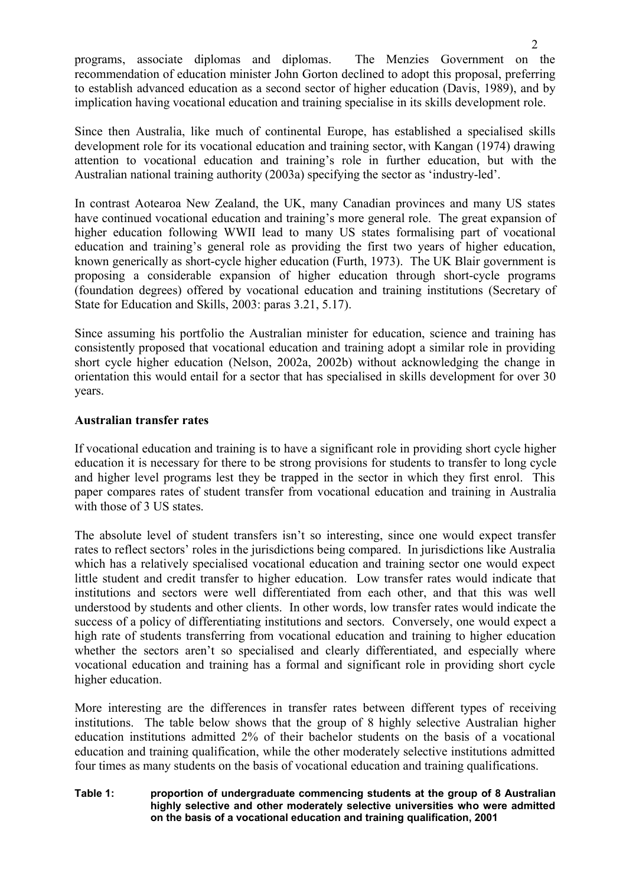programs, associate diplomas and diplomas. The Menzies Government on the recommendation of education minister John Gorton declined to adopt this proposal, preferring to establish advanced education as a second sector of higher education (Davis, 1989), and by implication having vocational education and training specialise in its skills development role.

Since then Australia, like much of continental Europe, has established a specialised skills development role for its vocational education and training sector, with Kangan (1974) drawing attention to vocational education and training's role in further education, but with the Australian national training authority (2003a) specifying the sector as 'industry-led'.

In contrast Aotearoa New Zealand, the UK, many Canadian provinces and many US states have continued vocational education and training's more general role. The great expansion of higher education following WWII lead to many US states formalising part of vocational education and training's general role as providing the first two years of higher education, known generically as short-cycle higher education (Furth, 1973). The UK Blair government is proposing a considerable expansion of higher education through short-cycle programs (foundation degrees) offered by vocational education and training institutions (Secretary of State for Education and Skills, 2003: paras 3.21, 5.17).

Since assuming his portfolio the Australian minister for education, science and training has consistently proposed that vocational education and training adopt a similar role in providing short cycle higher education (Nelson, 2002a, 2002b) without acknowledging the change in orientation this would entail for a sector that has specialised in skills development for over 30 years.

## Australian transfer rates

If vocational education and training is to have a significant role in providing short cycle higher education it is necessary for there to be strong provisions for students to transfer to long cycle and higher level programs lest they be trapped in the sector in which they first enrol. This paper compares rates of student transfer from vocational education and training in Australia with those of 3 US states.

The absolute level of student transfers isn't so interesting, since one would expect transfer rates to reflect sectors' roles in the jurisdictions being compared. In jurisdictions like Australia which has a relatively specialised vocational education and training sector one would expect little student and credit transfer to higher education. Low transfer rates would indicate that institutions and sectors were well differentiated from each other, and that this was well understood by students and other clients. In other words, low transfer rates would indicate the success of a policy of differentiating institutions and sectors. Conversely, one would expect a high rate of students transferring from vocational education and training to higher education whether the sectors aren't so specialised and clearly differentiated, and especially where vocational education and training has a formal and significant role in providing short cycle higher education.

More interesting are the differences in transfer rates between different types of receiving institutions. The table below shows that the group of 8 highly selective Australian higher education institutions admitted 2% of their bachelor students on the basis of a vocational education and training qualification, while the other moderately selective institutions admitted four times as many students on the basis of vocational education and training qualifications.

**Table 1: proportion of undergraduate commencing students at the group of 8 Australian highly selective and other moderately selective universities who were admitted on the basis of a vocational education and training qualification, 2001**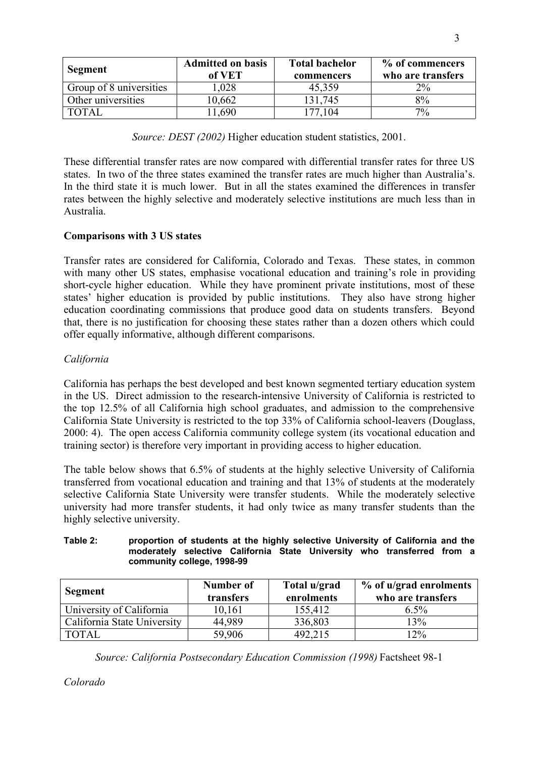| Segment | Admitted on basis of VET | Total bachelor commencers | % of commencers who are transfers |
|---|---|---|---|
| Group of 8 universities | 1,028 | 45,359 | 2% |
| Other universities | 10,662 | 131,745 | 8% |
| TOTAL | 11,690 | 177,104 | 7% |

*Source: DEST (2002)* Higher education student statistics, 2001.

These differential transfer rates are now compared with differential transfer rates for three US states. In two of the three states examined the transfer rates are much higher than Australia's. In the third state it is much lower. But in all the states examined the differences in transfer rates between the highly selective and moderately selective institutions are much less than in Australia.

**Comparisons with 3 US states**

Transfer rates are considered for California, Colorado and Texas. These states, in common with many other US states, emphasise vocational education and training's role in providing short-cycle higher education. While they have prominent private institutions, most of these states' higher education is provided by public institutions. They also have strong higher education coordinating commissions that produce good data on students transfers. Beyond that, there is no justification for choosing these states rather than a dozen others which could offer equally informative, although different comparisons.

*California*

California has perhaps the best developed and best known segmented tertiary education system in the US. Direct admission to the research-intensive University of California is restricted to the top 12.5% of all California high school graduates, and admission to the comprehensive California State University is restricted to the top 33% of California school-leavers (Douglass, 2000: 4). The open access California community college system (its vocational education and training sector) is therefore very important in providing access to higher education.

The table below shows that 6.5% of students at the highly selective University of California transferred from vocational education and training and that 13% of students at the moderately selective California State University were transfer students. While the moderately selective university had more transfer students, it had only twice as many transfer students than the highly selective university.

**Table 2: proportion of students at the highly selective University of California and the moderately selective California State University who transferred from a community college, 1998-99**

| Segment | Number of transfers | Total u/grad enrolments | % of u/grad enrolments who are transfers |
|---|---|---|---|
| University of California | 10,161 | 155,412 | 6.5% |
| California State University | 44,989 | 336,803 | 13% |
| TOTAL | 59,906 | 492,215 | 12% |

*Source: California Postsecondary Education Commission (1998)* Factsheet 98-1

*Colorado*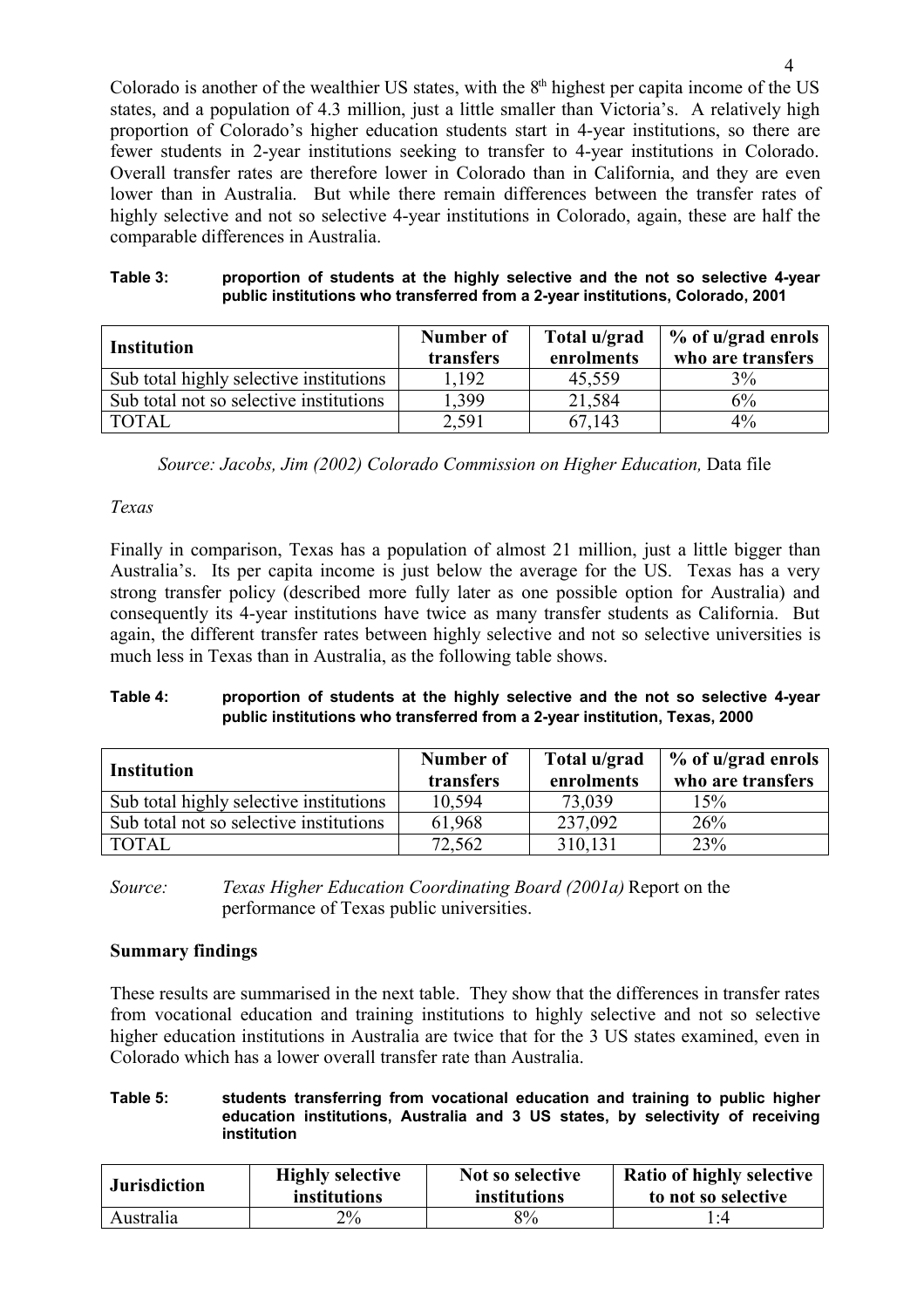Colorado is another of the wealthier US states, with the 8th highest per capita income of the US states, and a population of 4.3 million, just a little smaller than Victoria's. A relatively high proportion of Colorado's higher education students start in 4-year institutions, so there are fewer students in 2-year institutions seeking to transfer to 4-year institutions in Colorado. Overall transfer rates are therefore lower in Colorado than in California, and they are even lower than in Australia. But while there remain differences between the transfer rates of highly selective and not so selective 4-year institutions in Colorado, again, these are half the comparable differences in Australia.

**Table 3: proportion of students at the highly selective and the not so selective 4-year public institutions who transferred from a 2-year institutions, Colorado, 2001**

| Institution | Number of transfers | Total u/grad enrolments | % of u/grad enrols who are transfers |
|---|---|---|---|
| Sub total highly selective institutions | 1,192 | 45,559 | 3% |
| Sub total not so selective institutions | 1,399 | 21,584 | 6% |
| TOTAL | 2,591 | 67,143 | 4% |

*Source: Jacobs, Jim (2002) Colorado Commission on Higher Education,* Data file

*Texas*

Finally in comparison, Texas has a population of almost 21 million, just a little bigger than Australia's. Its per capita income is just below the average for the US. Texas has a very strong transfer policy (described more fully later as one possible option for Australia) and consequently its 4-year institutions have twice as many transfer students as California. But again, the different transfer rates between highly selective and not so selective universities is much less in Texas than in Australia, as the following table shows.

**Table 4: proportion of students at the highly selective and the not so selective 4-year public institutions who transferred from a 2-year institution, Texas, 2000**

| Institution | Number of transfers | Total u/grad enrolments | % of u/grad enrols who are transfers |
|---|---|---|---|
| Sub total highly selective institutions | 10,594 | 73,039 | 15% |
| Sub total not so selective institutions | 61,968 | 237,092 | 26% |
| TOTAL | 72,562 | 310,131 | 23% |

*Source: Texas Higher Education Coordinating Board (2001a)* Report on the performance of Texas public universities.

**Summary findings**

These results are summarised in the next table. They show that the differences in transfer rates from vocational education and training institutions to highly selective and not so selective higher education institutions in Australia are twice that for the 3 US states examined, even in Colorado which has a lower overall transfer rate than Australia.

**Table 5: students transferring from vocational education and training to public higher education institutions, Australia and 3 US states, by selectivity of receiving institution**

| Jurisdiction | Highly selective institutions | Not so selective institutions | Ratio of highly selective to not so selective |
|---|---|---|---|
| Australia | 2% | 8% | 1:4 |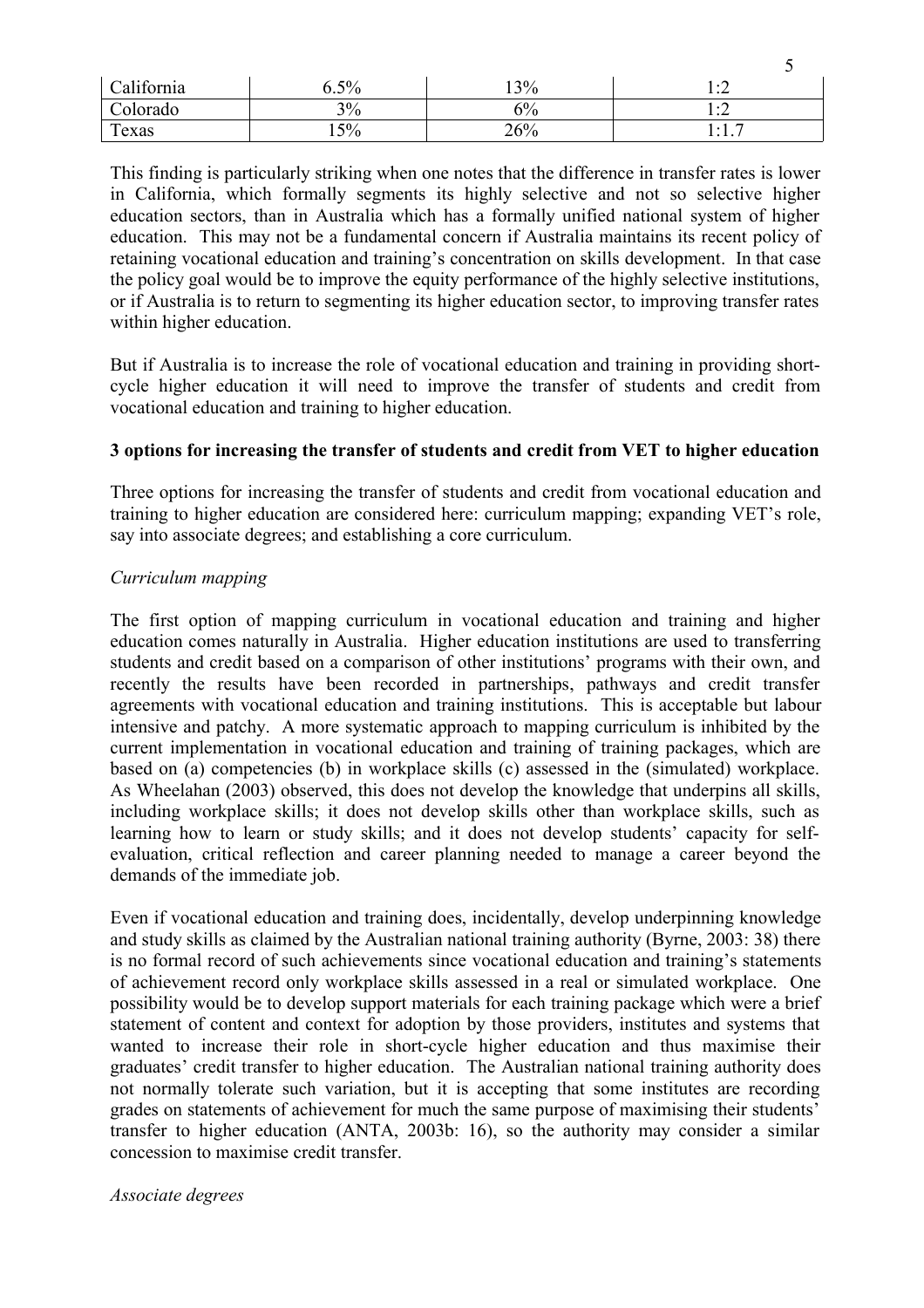| California | 6.5% | 13% | 1:2 |
|---|---|---|---|
| Colorado | 3% | 6% | 1:2 |
| Texas | 15% | 26% | 1:1.7 |

This finding is particularly striking when one notes that the difference in transfer rates is lower in California, which formally segments its highly selective and not so selective higher education sectors, than in Australia which has a formally unified national system of higher education. This may not be a fundamental concern if Australia maintains its recent policy of retaining vocational education and training's concentration on skills development. In that case the policy goal would be to improve the equity performance of the highly selective institutions, or if Australia is to return to segmenting its higher education sector, to improving transfer rates within higher education.

But if Australia is to increase the role of vocational education and training in providing short-cycle higher education it will need to improve the transfer of students and credit from vocational education and training to higher education.

**3 options for increasing the transfer of students and credit from VET to higher education**

Three options for increasing the transfer of students and credit from vocational education and training to higher education are considered here: curriculum mapping; expanding VET's role, say into associate degrees; and establishing a core curriculum.

*Curriculum mapping*

The first option of mapping curriculum in vocational education and training and higher education comes naturally in Australia. Higher education institutions are used to transferring students and credit based on a comparison of other institutions' programs with their own, and recently the results have been recorded in partnerships, pathways and credit transfer agreements with vocational education and training institutions. This is acceptable but labour intensive and patchy. A more systematic approach to mapping curriculum is inhibited by the current implementation in vocational education and training of training packages, which are based on (a) competencies (b) in workplace skills (c) assessed in the (simulated) workplace. As Wheelahan (2003) observed, this does not develop the knowledge that underpins all skills, including workplace skills; it does not develop skills other than workplace skills, such as learning how to learn or study skills; and it does not develop students' capacity for self-evaluation, critical reflection and career planning needed to manage a career beyond the demands of the immediate job.

Even if vocational education and training does, incidentally, develop underpinning knowledge and study skills as claimed by the Australian national training authority (Byrne, 2003: 38) there is no formal record of such achievements since vocational education and training's statements of achievement record only workplace skills assessed in a real or simulated workplace. One possibility would be to develop support materials for each training package which were a brief statement of content and context for adoption by those providers, institutes and systems that wanted to increase their role in short-cycle higher education and thus maximise their graduates' credit transfer to higher education. The Australian national training authority does not normally tolerate such variation, but it is accepting that some institutes are recording grades on statements of achievement for much the same purpose of maximising their students' transfer to higher education (ANTA, 2003b: 16), so the authority may consider a similar concession to maximise credit transfer.

*Associate degrees*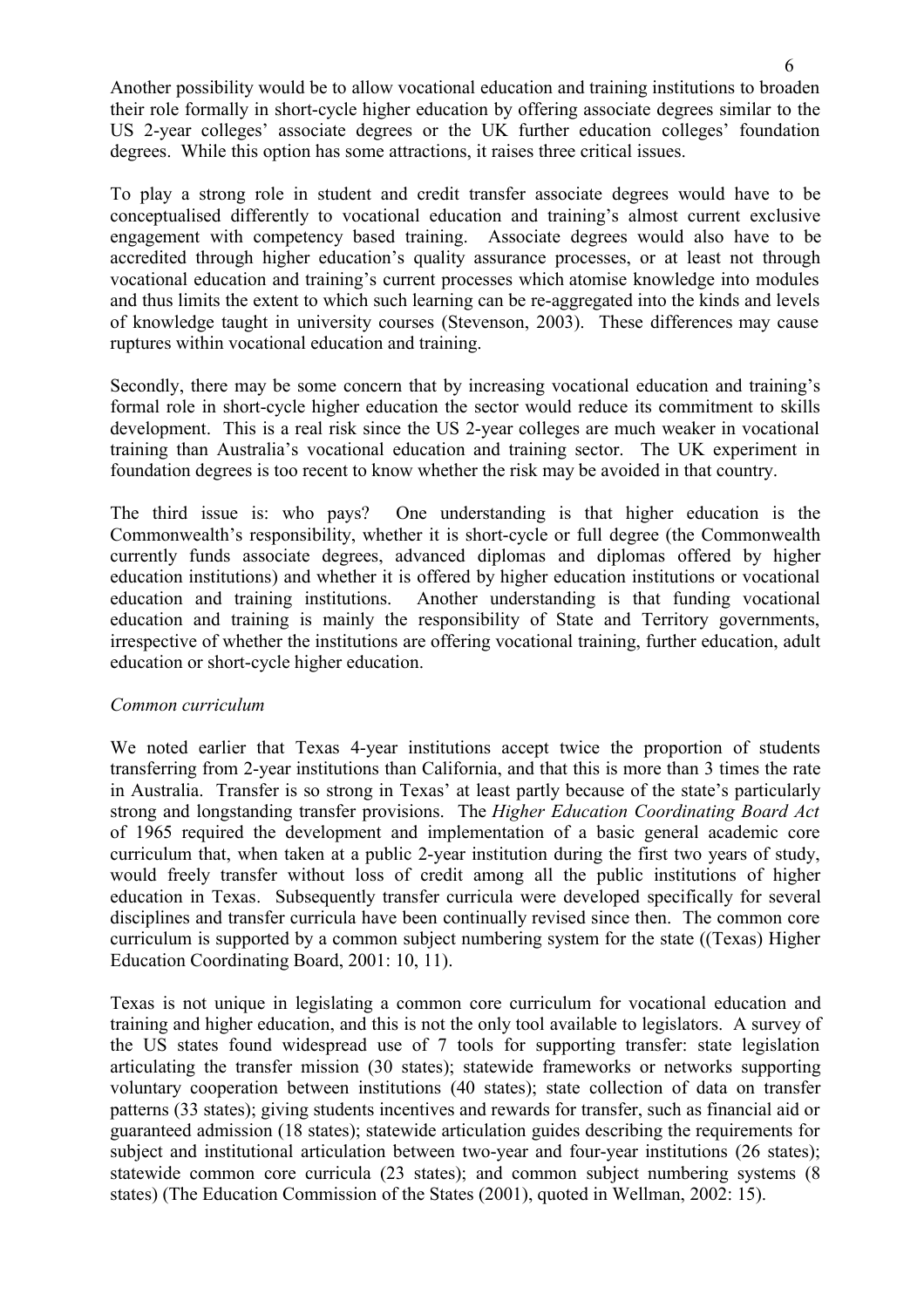Another possibility would be to allow vocational education and training institutions to broaden their role formally in short-cycle higher education by offering associate degrees similar to the US 2-year colleges' associate degrees or the UK further education colleges' foundation degrees. While this option has some attractions, it raises three critical issues.

To play a strong role in student and credit transfer associate degrees would have to be conceptualised differently to vocational education and training's almost current exclusive engagement with competency based training. Associate degrees would also have to be accredited through higher education's quality assurance processes, or at least not through vocational education and training's current processes which atomise knowledge into modules and thus limits the extent to which such learning can be re-aggregated into the kinds and levels of knowledge taught in university courses (Stevenson, 2003). These differences may cause ruptures within vocational education and training.

Secondly, there may be some concern that by increasing vocational education and training's formal role in short-cycle higher education the sector would reduce its commitment to skills development. This is a real risk since the US 2-year colleges are much weaker in vocational training than Australia's vocational education and training sector. The UK experiment in foundation degrees is too recent to know whether the risk may be avoided in that country.

The third issue is: who pays? One understanding is that higher education is the Commonwealth's responsibility, whether it is short-cycle or full degree (the Commonwealth currently funds associate degrees, advanced diplomas and diplomas offered by higher education institutions) and whether it is offered by higher education institutions or vocational education and training institutions. Another understanding is that funding vocational education and training is mainly the responsibility of State and Territory governments, irrespective of whether the institutions are offering vocational training, further education, adult education or short-cycle higher education.

*Common curriculum*

We noted earlier that Texas 4-year institutions accept twice the proportion of students transferring from 2-year institutions than California, and that this is more than 3 times the rate in Australia. Transfer is so strong in Texas' at least partly because of the state's particularly strong and longstanding transfer provisions. The *Higher Education Coordinating Board Act* of 1965 required the development and implementation of a basic general academic core curriculum that, when taken at a public 2-year institution during the first two years of study, would freely transfer without loss of credit among all the public institutions of higher education in Texas. Subsequently transfer curricula were developed specifically for several disciplines and transfer curricula have been continually revised since then. The common core curriculum is supported by a common subject numbering system for the state ((Texas) Higher Education Coordinating Board, 2001: 10, 11).

Texas is not unique in legislating a common core curriculum for vocational education and training and higher education, and this is not the only tool available to legislators. A survey of the US states found widespread use of 7 tools for supporting transfer: state legislation articulating the transfer mission (30 states); statewide frameworks or networks supporting voluntary cooperation between institutions (40 states); state collection of data on transfer patterns (33 states); giving students incentives and rewards for transfer, such as financial aid or guaranteed admission (18 states); statewide articulation guides describing the requirements for subject and institutional articulation between two-year and four-year institutions (26 states); statewide common core curricula (23 states); and common subject numbering systems (8 states) (The Education Commission of the States (2001), quoted in Wellman, 2002: 15).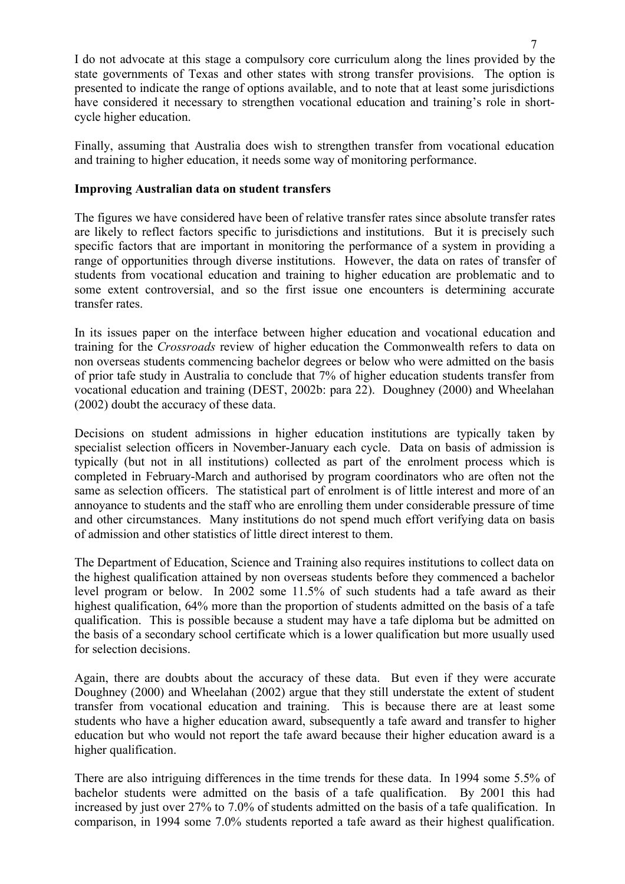I do not advocate at this stage a compulsory core curriculum along the lines provided by the state governments of Texas and other states with strong transfer provisions. The option is presented to indicate the range of options available, and to note that at least some jurisdictions have considered it necessary to strengthen vocational education and training's role in short-cycle higher education.

Finally, assuming that Australia does wish to strengthen transfer from vocational education and training to higher education, it needs some way of monitoring performance.

**Improving Australian data on student transfers**

The figures we have considered have been of relative transfer rates since absolute transfer rates are likely to reflect factors specific to jurisdictions and institutions. But it is precisely such specific factors that are important in monitoring the performance of a system in providing a range of opportunities through diverse institutions. However, the data on rates of transfer of students from vocational education and training to higher education are problematic and to some extent controversial, and so the first issue one encounters is determining accurate transfer rates.

In its issues paper on the interface between higher education and vocational education and training for the *Crossroads* review of higher education the Commonwealth refers to data on non overseas students commencing bachelor degrees or below who were admitted on the basis of prior tafe study in Australia to conclude that 7% of higher education students transfer from vocational education and training (DEST, 2002b: para 22). Doughney (2000) and Wheelahan (2002) doubt the accuracy of these data.

Decisions on student admissions in higher education institutions are typically taken by specialist selection officers in November-January each cycle. Data on basis of admission is typically (but not in all institutions) collected as part of the enrolment process which is completed in February-March and authorised by program coordinators who are often not the same as selection officers. The statistical part of enrolment is of little interest and more of an annoyance to students and the staff who are enrolling them under considerable pressure of time and other circumstances. Many institutions do not spend much effort verifying data on basis of admission and other statistics of little direct interest to them.

The Department of Education, Science and Training also requires institutions to collect data on the highest qualification attained by non overseas students before they commenced a bachelor level program or below. In 2002 some 11.5% of such students had a tafe award as their highest qualification, 64% more than the proportion of students admitted on the basis of a tafe qualification. This is possible because a student may have a tafe diploma but be admitted on the basis of a secondary school certificate which is a lower qualification but more usually used for selection decisions.

Again, there are doubts about the accuracy of these data. But even if they were accurate Doughney (2000) and Wheelahan (2002) argue that they still understate the extent of student transfer from vocational education and training. This is because there are at least some students who have a higher education award, subsequently a tafe award and transfer to higher education but who would not report the tafe award because their higher education award is a higher qualification.

There are also intriguing differences in the time trends for these data. In 1994 some 5.5% of bachelor students were admitted on the basis of a tafe qualification. By 2001 this had increased by just over 27% to 7.0% of students admitted on the basis of a tafe qualification. In comparison, in 1994 some 7.0% students reported a tafe award as their highest qualification.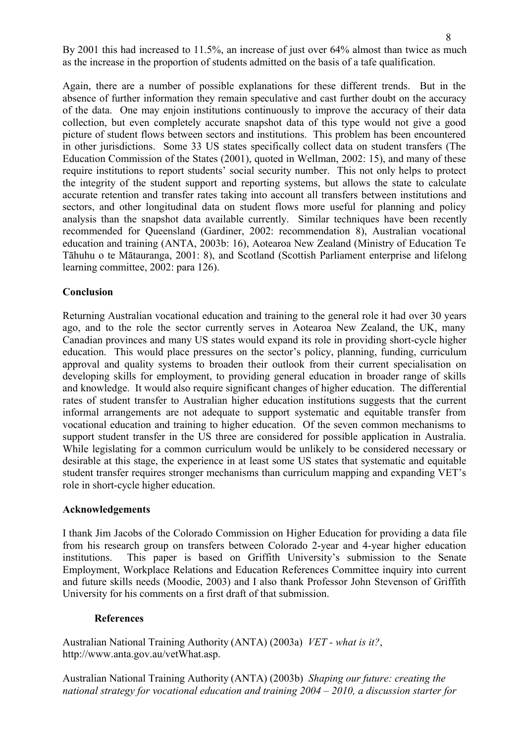By 2001 this had increased to 11.5%, an increase of just over 64% almost than twice as much as the increase in the proportion of students admitted on the basis of a tafe qualification.

Again, there are a number of possible explanations for these different trends. But in the absence of further information they remain speculative and cast further doubt on the accuracy of the data. One may enjoin institutions continuously to improve the accuracy of their data collection, but even completely accurate snapshot data of this type would not give a good picture of student flows between sectors and institutions. This problem has been encountered in other jurisdictions. Some 33 US states specifically collect data on student transfers (The Education Commission of the States (2001), quoted in Wellman, 2002: 15), and many of these require institutions to report students' social security number. This not only helps to protect the integrity of the student support and reporting systems, but allows the state to calculate accurate retention and transfer rates taking into account all transfers between institutions and sectors, and other longitudinal data on student flows more useful for planning and policy analysis than the snapshot data available currently. Similar techniques have been recently recommended for Queensland (Gardiner, 2002: recommendation 8), Australian vocational education and training (ANTA, 2003b: 16), Aotearoa New Zealand (Ministry of Education Te Tāhuhu o te Mātauranga, 2001: 8), and Scotland (Scottish Parliament enterprise and lifelong learning committee, 2002: para 126).

## Conclusion

Returning Australian vocational education and training to the general role it had over 30 years ago, and to the role the sector currently serves in Aotearoa New Zealand, the UK, many Canadian provinces and many US states would expand its role in providing short-cycle higher education. This would place pressures on the sector's policy, planning, funding, curriculum approval and quality systems to broaden their outlook from their current specialisation on developing skills for employment, to providing general education in broader range of skills and knowledge. It would also require significant changes of higher education. The differential rates of student transfer to Australian higher education institutions suggests that the current informal arrangements are not adequate to support systematic and equitable transfer from vocational education and training to higher education. Of the seven common mechanisms to support student transfer in the US three are considered for possible application in Australia. While legislating for a common curriculum would be unlikely to be considered necessary or desirable at this stage, the experience in at least some US states that systematic and equitable student transfer requires stronger mechanisms than curriculum mapping and expanding VET's role in short-cycle higher education.

## Acknowledgements

I thank Jim Jacobs of the Colorado Commission on Higher Education for providing a data file from his research group on transfers between Colorado 2-year and 4-year higher education institutions. This paper is based on Griffith University's submission to the Senate Employment, Workplace Relations and Education References Committee inquiry into current and future skills needs (Moodie, 2003) and I also thank Professor John Stevenson of Griffith University for his comments on a first draft of that submission.

## References

Australian National Training Authority (ANTA) (2003a) *VET - what is it?*, http://www.anta.gov.au/vetWhat.asp.

Australian National Training Authority (ANTA) (2003b) *Shaping our future: creating the national strategy for vocational education and training 2004 – 2010, a discussion starter for*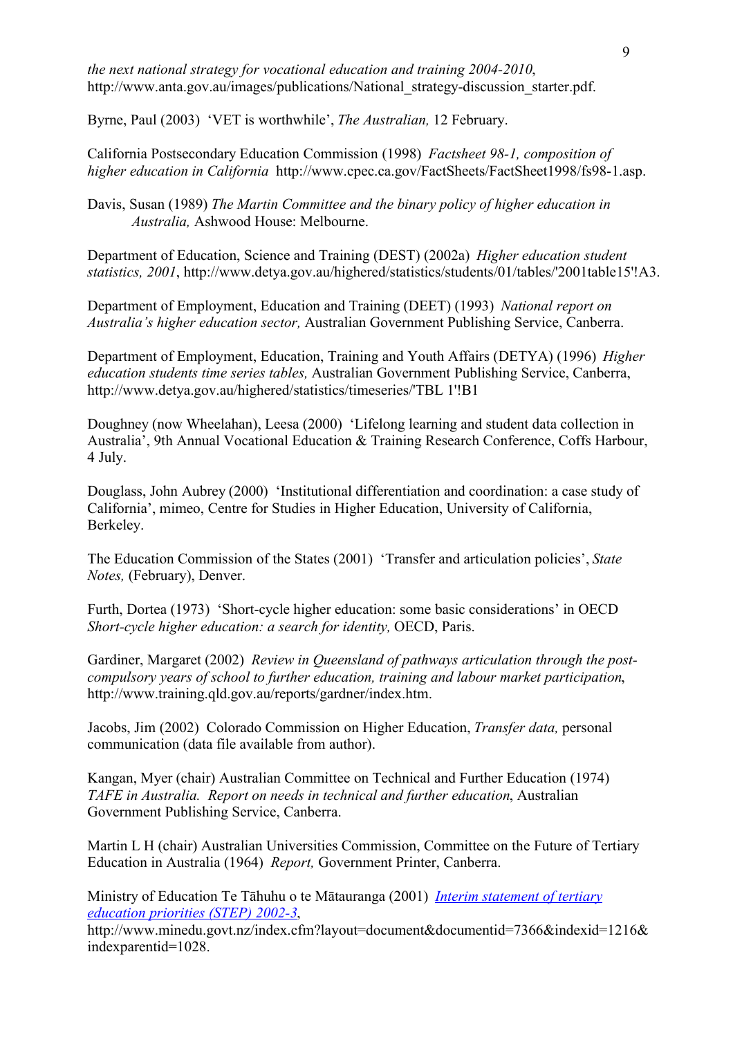*the next national strategy for vocational education and training 2004-2010*, http://www.anta.gov.au/images/publications/National_strategy-discussion_starter.pdf.

Byrne, Paul (2003) 'VET is worthwhile', *The Australian,* 12 February.

California Postsecondary Education Commission (1998) *Factsheet 98-1, composition of higher education in California* http://www.cpec.ca.gov/FactSheets/FactSheet1998/fs98-1.asp.

Davis, Susan (1989) *The Martin Committee and the binary policy of higher education in Australia,* Ashwood House: Melbourne.

Department of Education, Science and Training (DEST) (2002a) *Higher education student statistics, 2001*, http://www.detya.gov.au/highered/statistics/students/01/tables/'2001table15'!A3.

Department of Employment, Education and Training (DEET) (1993) *National report on Australia's higher education sector,* Australian Government Publishing Service, Canberra.

Department of Employment, Education, Training and Youth Affairs (DETYA) (1996) *Higher education students time series tables,* Australian Government Publishing Service, Canberra, http://www.detya.gov.au/highered/statistics/timeseries/'TBL 1'!B1

Doughney (now Wheelahan), Leesa (2000) 'Lifelong learning and student data collection in Australia', 9th Annual Vocational Education & Training Research Conference, Coffs Harbour, 4 July.

Douglass, John Aubrey (2000) 'Institutional differentiation and coordination: a case study of California', mimeo, Centre for Studies in Higher Education, University of California, Berkeley.

The Education Commission of the States (2001) 'Transfer and articulation policies', *State Notes,* (February), Denver.

Furth, Dortea (1973) 'Short-cycle higher education: some basic considerations' in OECD *Short-cycle higher education: a search for identity,* OECD, Paris.

Gardiner, Margaret (2002) *Review in Queensland of pathways articulation through the post-compulsory years of school to further education, training and labour market participation*, http://www.training.qld.gov.au/reports/gardner/index.htm.

Jacobs, Jim (2002) Colorado Commission on Higher Education, *Transfer data,* personal communication (data file available from author).

Kangan, Myer (chair) Australian Committee on Technical and Further Education (1974) *TAFE in Australia. Report on needs in technical and further education*, Australian Government Publishing Service, Canberra.

Martin L H (chair) Australian Universities Commission, Committee on the Future of Tertiary Education in Australia (1964) *Report,* Government Printer, Canberra.

Ministry of Education Te Tāhuhu o te Mātauranga (2001) *Interim statement of tertiary education priorities (STEP) 2002-3*, http://www.minedu.govt.nz/index.cfm?layout=document&documentid=7366&indexid=1216&indexparentid=1028.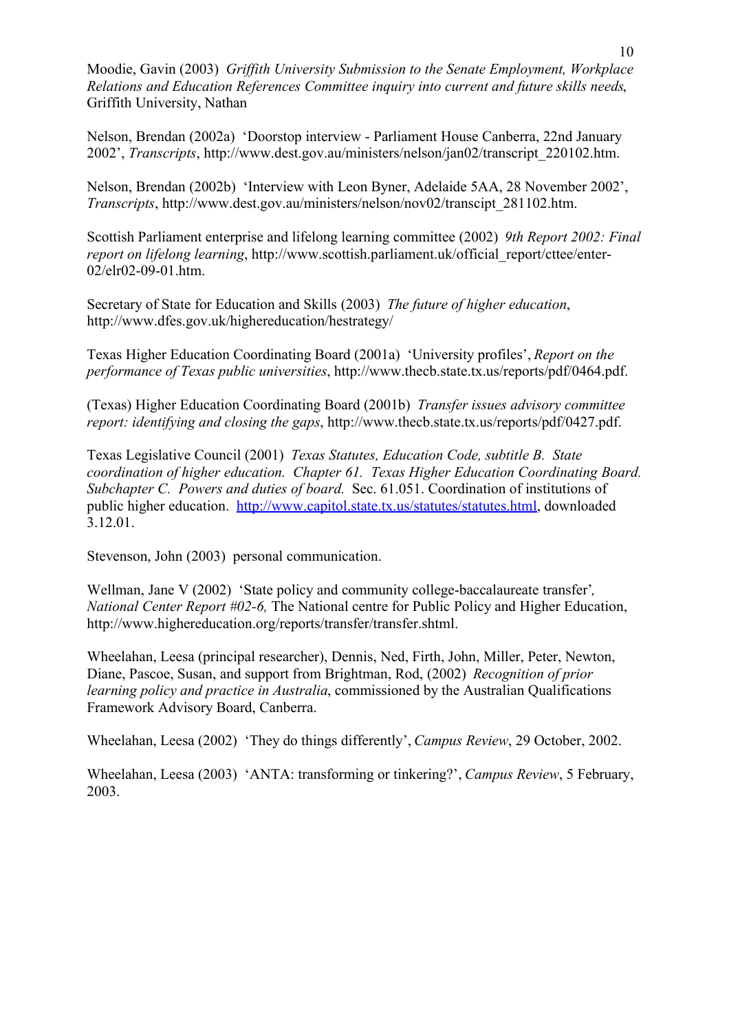Moodie, Gavin (2003) *Griffith University Submission to the Senate Employment, Workplace Relations and Education References Committee inquiry into current and future skills needs*, Griffith University, Nathan

Nelson, Brendan (2002a) 'Doorstop interview - Parliament House Canberra, 22nd January 2002', *Transcripts*, http://www.dest.gov.au/ministers/nelson/jan02/transcript_220102.htm.

Nelson, Brendan (2002b) 'Interview with Leon Byner, Adelaide 5AA, 28 November 2002', *Transcripts*, http://www.dest.gov.au/ministers/nelson/nov02/transcipt_281102.htm.

Scottish Parliament enterprise and lifelong learning committee (2002) *9th Report 2002: Final report on lifelong learning*, http://www.scottish.parliament.uk/official_report/cttee/enter-02/elr02-09-01.htm.

Secretary of State for Education and Skills (2003) *The future of higher education*, http://www.dfes.gov.uk/highereducation/hestrategy/

Texas Higher Education Coordinating Board (2001a) 'University profiles', *Report on the performance of Texas public universities*, http://www.thecb.state.tx.us/reports/pdf/0464.pdf.

(Texas) Higher Education Coordinating Board (2001b) *Transfer issues advisory committee report: identifying and closing the gaps*, http://www.thecb.state.tx.us/reports/pdf/0427.pdf.

Texas Legislative Council (2001) *Texas Statutes, Education Code, subtitle B. State coordination of higher education. Chapter 61. Texas Higher Education Coordinating Board. Subchapter C. Powers and duties of board.* Sec. 61.051. Coordination of institutions of public higher education. http://www.capitol.state.tx.us/statutes/statutes.html, downloaded 3.12.01.

Stevenson, John (2003) personal communication.

Wellman, Jane V (2002) 'State policy and community college-baccalaureate transfer'*, National Center Report #02-6,* The National centre for Public Policy and Higher Education, http://www.highereducation.org/reports/transfer/transfer.shtml.

Wheelahan, Leesa (principal researcher), Dennis, Ned, Firth, John, Miller, Peter, Newton, Diane, Pascoe, Susan, and support from Brightman, Rod, (2002) *Recognition of prior learning policy and practice in Australia*, commissioned by the Australian Qualifications Framework Advisory Board, Canberra.

Wheelahan, Leesa (2002) 'They do things differently', *Campus Review*, 29 October, 2002.

Wheelahan, Leesa (2003) 'ANTA: transforming or tinkering?', *Campus Review*, 5 February, 2003.